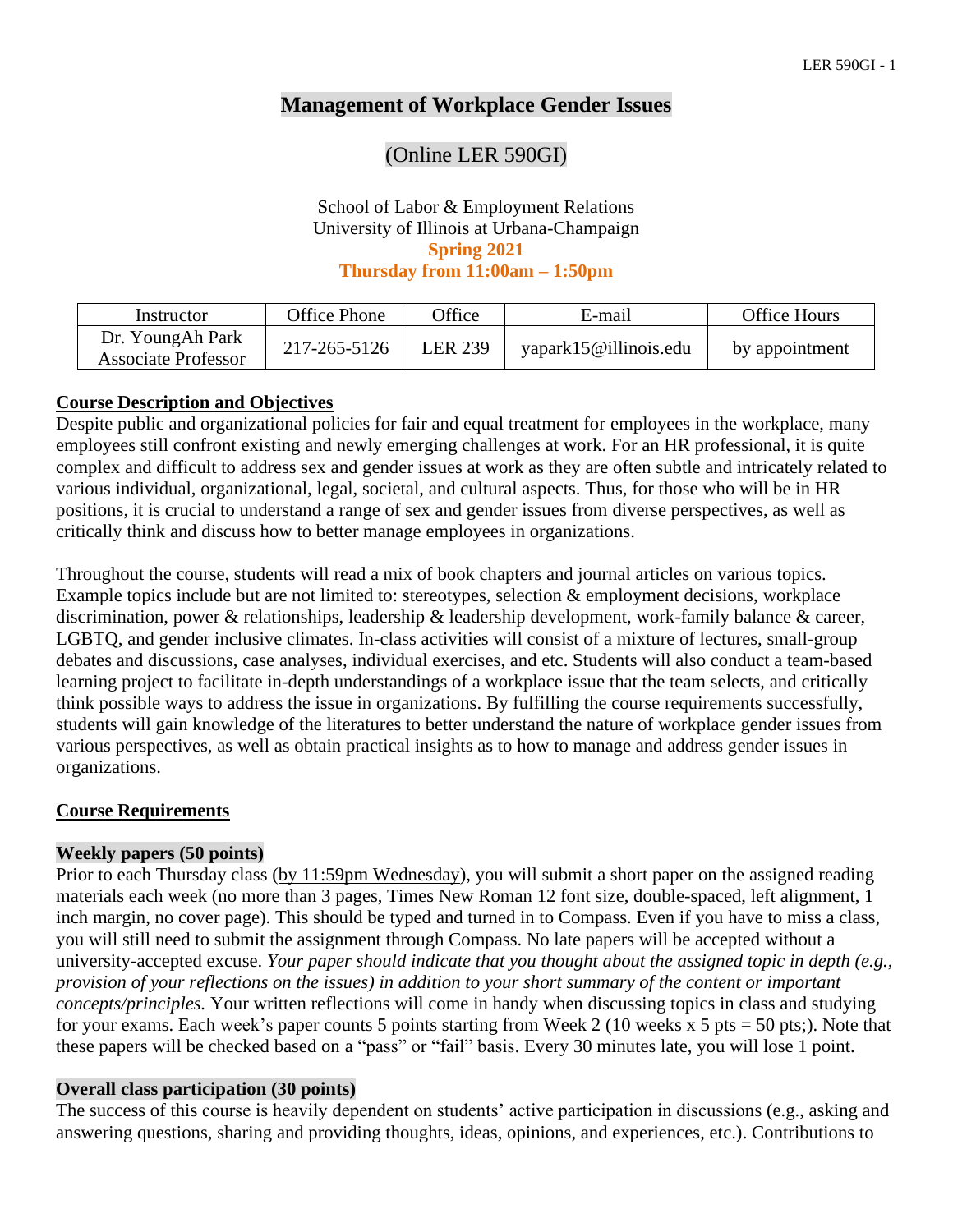# Management of Workplace Gender Issues

## (Online LER 590GI)

School of Labor & Employment Relations
University of Illinois at Urbana-Champaign
**Spring 2021**
**Thursday from 11:00am – 1:50pm**

| Instructor | Office Phone | Office | E-mail | Office Hours |
|---|---|---|---|---|
| Dr. YoungAh Park<br>Associate Professor | 217-265-5126 | LER 239 | yapark15@illinois.edu | by appointment |

**Course Description and Objectives**

Despite public and organizational policies for fair and equal treatment for employees in the workplace, many employees still confront existing and newly emerging challenges at work. For an HR professional, it is quite complex and difficult to address sex and gender issues at work as they are often subtle and intricately related to various individual, organizational, legal, societal, and cultural aspects. Thus, for those who will be in HR positions, it is crucial to understand a range of sex and gender issues from diverse perspectives, as well as critically think and discuss how to better manage employees in organizations.

Throughout the course, students will read a mix of book chapters and journal articles on various topics. Example topics include but are not limited to: stereotypes, selection & employment decisions, workplace discrimination, power & relationships, leadership & leadership development, work-family balance & career, LGBTQ, and gender inclusive climates. In-class activities will consist of a mixture of lectures, small-group debates and discussions, case analyses, individual exercises, and etc. Students will also conduct a team-based learning project to facilitate in-depth understandings of a workplace issue that the team selects, and critically think possible ways to address the issue in organizations. By fulfilling the course requirements successfully, students will gain knowledge of the literatures to better understand the nature of workplace gender issues from various perspectives, as well as obtain practical insights as to how to manage and address gender issues in organizations.

**Course Requirements**

**Weekly papers (50 points)**

Prior to each Thursday class (by 11:59pm Wednesday), you will submit a short paper on the assigned reading materials each week (no more than 3 pages, Times New Roman 12 font size, double-spaced, left alignment, 1 inch margin, no cover page). This should be typed and turned in to Compass. Even if you have to miss a class, you will still need to submit the assignment through Compass. No late papers will be accepted without a university-accepted excuse. *Your paper should indicate that you thought about the assigned topic in depth (e.g., provision of your reflections on the issues) in addition to your short summary of the content or important concepts/principles.* Your written reflections will come in handy when discussing topics in class and studying for your exams. Each week's paper counts 5 points starting from Week 2 (10 weeks x 5 pts = 50 pts;). Note that these papers will be checked based on a "pass" or "fail" basis. Every 30 minutes late, you will lose 1 point.

**Overall class participation (30 points)**

The success of this course is heavily dependent on students' active participation in discussions (e.g., asking and answering questions, sharing and providing thoughts, ideas, opinions, and experiences, etc.). Contributions to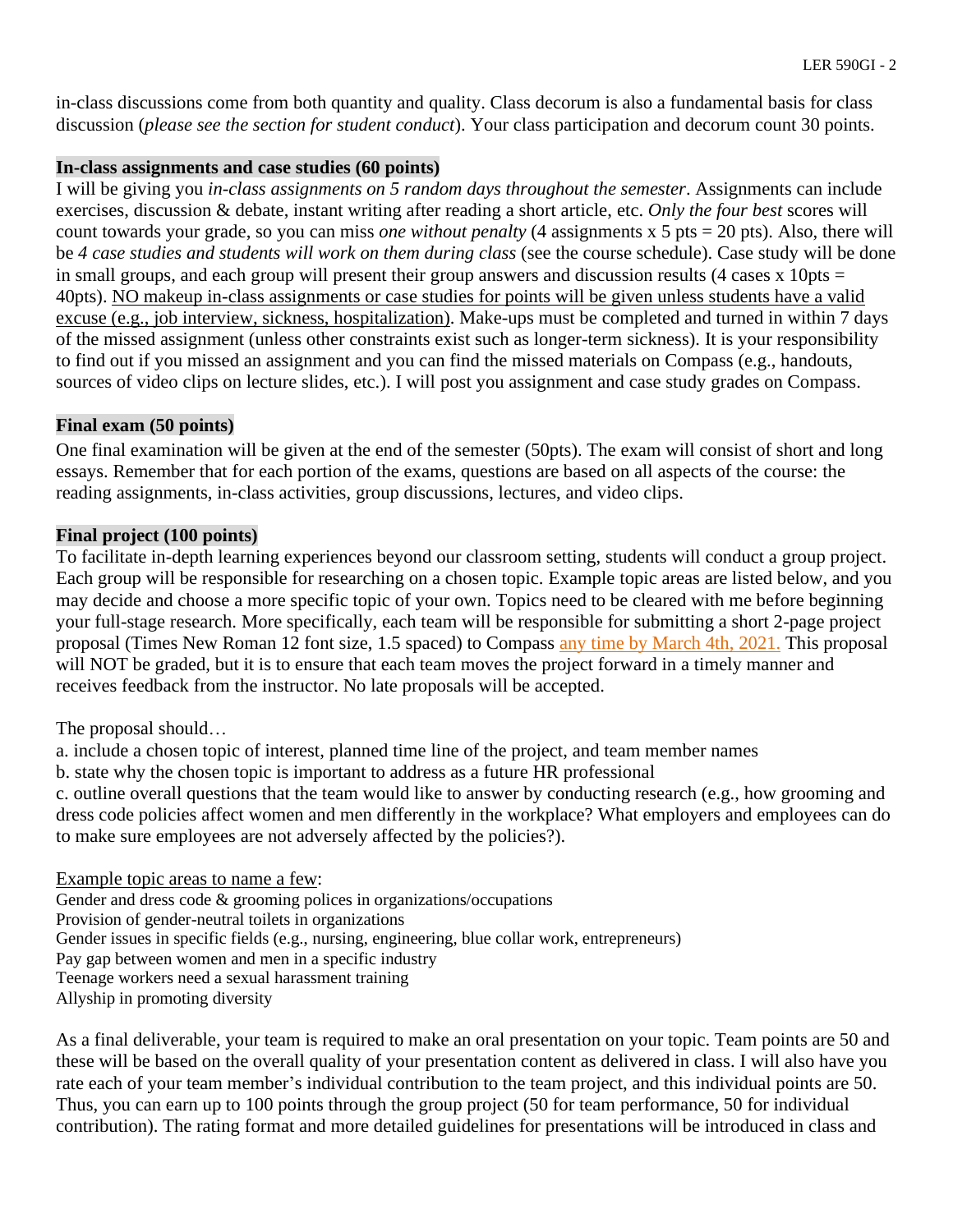in-class discussions come from both quantity and quality. Class decorum is also a fundamental basis for class discussion (*please see the section for student conduct*). Your class participation and decorum count 30 points.

**In-class assignments and case studies (60 points)**

I will be giving you *in-class assignments on 5 random days throughout the semester*. Assignments can include exercises, discussion & debate, instant writing after reading a short article, etc. *Only the four best* scores will count towards your grade, so you can miss *one without penalty* (4 assignments x 5 pts = 20 pts). Also, there will be *4 case studies and students will work on them during class* (see the course schedule). Case study will be done in small groups, and each group will present their group answers and discussion results (4 cases x 10pts = 40pts). <u>NO makeup in-class assignments or case studies for points will be given unless students have a valid excuse (e.g., job interview, sickness, hospitalization)</u>. Make-ups must be completed and turned in within 7 days of the missed assignment (unless other constraints exist such as longer-term sickness). It is your responsibility to find out if you missed an assignment and you can find the missed materials on Compass (e.g., handouts, sources of video clips on lecture slides, etc.). I will post you assignment and case study grades on Compass.

**Final exam (50 points)**

One final examination will be given at the end of the semester (50pts). The exam will consist of short and long essays. Remember that for each portion of the exams, questions are based on all aspects of the course: the reading assignments, in-class activities, group discussions, lectures, and video clips.

**Final project (100 points)**

To facilitate in-depth learning experiences beyond our classroom setting, students will conduct a group project. Each group will be responsible for researching on a chosen topic. Example topic areas are listed below, and you may decide and choose a more specific topic of your own. Topics need to be cleared with me before beginning your full-stage research. More specifically, each team will be responsible for submitting a short 2-page project proposal (Times New Roman 12 font size, 1.5 spaced) to Compass <u>any time by March 4th, 2021.</u> This proposal will NOT be graded, but it is to ensure that each team moves the project forward in a timely manner and receives feedback from the instructor. No late proposals will be accepted.

The proposal should…

a. include a chosen topic of interest, planned time line of the project, and team member names
b. state why the chosen topic is important to address as a future HR professional
c. outline overall questions that the team would like to answer by conducting research (e.g., how grooming and dress code policies affect women and men differently in the workplace? What employers and employees can do to make sure employees are not adversely affected by the policies?).

<u>Example topic areas to name a few</u>:

Gender and dress code & grooming polices in organizations/occupations
Provision of gender-neutral toilets in organizations
Gender issues in specific fields (e.g., nursing, engineering, blue collar work, entrepreneurs)
Pay gap between women and men in a specific industry
Teenage workers need a sexual harassment training
Allyship in promoting diversity

As a final deliverable, your team is required to make an oral presentation on your topic. Team points are 50 and these will be based on the overall quality of your presentation content as delivered in class. I will also have you rate each of your team member's individual contribution to the team project, and this individual points are 50. Thus, you can earn up to 100 points through the group project (50 for team performance, 50 for individual contribution). The rating format and more detailed guidelines for presentations will be introduced in class and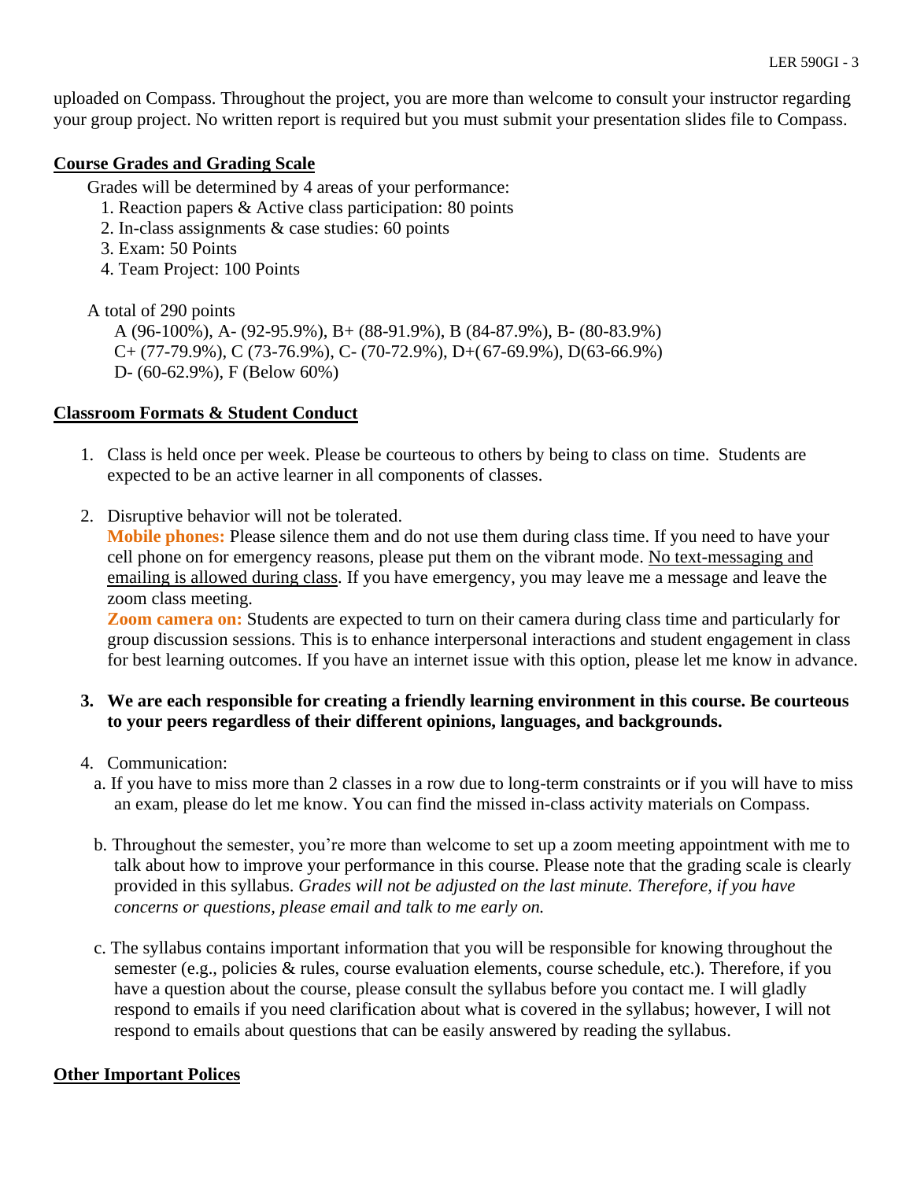uploaded on Compass. Throughout the project, you are more than welcome to consult your instructor regarding your group project. No written report is required but you must submit your presentation slides file to Compass.

## Course Grades and Grading Scale

Grades will be determined by 4 areas of your performance:

1. Reaction papers & Active class participation: 80 points
2. In-class assignments & case studies: 60 points
3. Exam: 50 Points
4. Team Project: 100 Points

A total of 290 points

A (96-100%), A- (92-95.9%), B+ (88-91.9%), B (84-87.9%), B- (80-83.9%)
C+ (77-79.9%), C (73-76.9%), C- (70-72.9%), D+(67-69.9%), D(63-66.9%)
D- (60-62.9%), F (Below 60%)

## Classroom Formats & Student Conduct

1. Class is held once per week. Please be courteous to others by being to class on time. Students are expected to be an active learner in all components of classes.

2. Disruptive behavior will not be tolerated.
   **Mobile phones:** Please silence them and do not use them during class time. If you need to have your cell phone on for emergency reasons, please put them on the vibrant mode. No text-messaging and emailing is allowed during class. If you have emergency, you may leave me a message and leave the zoom class meeting.
   **Zoom camera on:** Students are expected to turn on their camera during class time and particularly for group discussion sessions. This is to enhance interpersonal interactions and student engagement in class for best learning outcomes. If you have an internet issue with this option, please let me know in advance.

3. **We are each responsible for creating a friendly learning environment in this course. Be courteous to your peers regardless of their different opinions, languages, and backgrounds.**

4. Communication:
   a. If you have to miss more than 2 classes in a row due to long-term constraints or if you will have to miss an exam, please do let me know. You can find the missed in-class activity materials on Compass.

   b. Throughout the semester, you're more than welcome to set up a zoom meeting appointment with me to talk about how to improve your performance in this course. Please note that the grading scale is clearly provided in this syllabus. *Grades will not be adjusted on the last minute. Therefore, if you have concerns or questions, please email and talk to me early on.*

   c. The syllabus contains important information that you will be responsible for knowing throughout the semester (e.g., policies & rules, course evaluation elements, course schedule, etc.). Therefore, if you have a question about the course, please consult the syllabus before you contact me. I will gladly respond to emails if you need clarification about what is covered in the syllabus; however, I will not respond to emails about questions that can be easily answered by reading the syllabus.

## Other Important Polices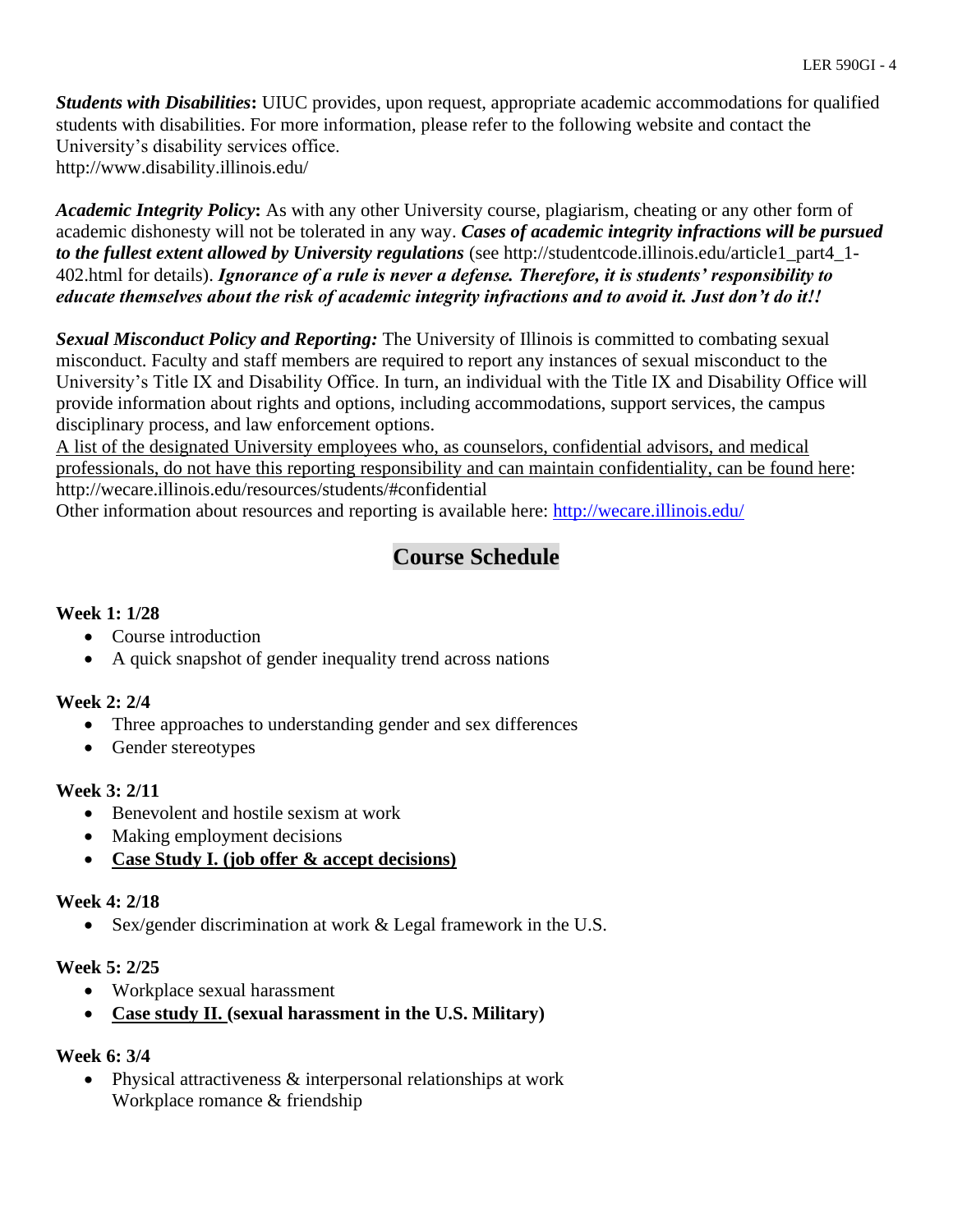***Students with Disabilities*****:** UIUC provides, upon request, appropriate academic accommodations for qualified students with disabilities. For more information, please refer to the following website and contact the University's disability services office.
http://www.disability.illinois.edu/

***Academic Integrity Policy*****:** As with any other University course, plagiarism, cheating or any other form of academic dishonesty will not be tolerated in any way. ***Cases of academic integrity infractions will be pursued to the fullest extent allowed by University regulations*** (see http://studentcode.illinois.edu/article1_part4_1-402.html for details). ***Ignorance of a rule is never a defense. Therefore, it is students' responsibility to educate themselves about the risk of academic integrity infractions and to avoid it. Just don't do it!!***

***Sexual Misconduct Policy and Reporting:*** The University of Illinois is committed to combating sexual misconduct. Faculty and staff members are required to report any instances of sexual misconduct to the University's Title IX and Disability Office. In turn, an individual with the Title IX and Disability Office will provide information about rights and options, including accommodations, support services, the campus disciplinary process, and law enforcement options.
A list of the designated University employees who, as counselors, confidential advisors, and medical professionals, do not have this reporting responsibility and can maintain confidentiality, can be found here: http://wecare.illinois.edu/resources/students/#confidential
Other information about resources and reporting is available here: http://wecare.illinois.edu/

## Course Schedule

**Week 1: 1/28**

- Course introduction
- A quick snapshot of gender inequality trend across nations

**Week 2: 2/4**

- Three approaches to understanding gender and sex differences
- Gender stereotypes

**Week 3: 2/11**

- Benevolent and hostile sexism at work
- Making employment decisions
- **Case Study I. (job offer & accept decisions)**

**Week 4: 2/18**

- Sex/gender discrimination at work & Legal framework in the U.S.

**Week 5: 2/25**

- Workplace sexual harassment
- **Case study II. (sexual harassment in the U.S. Military)**

**Week 6: 3/4**

- Physical attractiveness & interpersonal relationships at work
  Workplace romance & friendship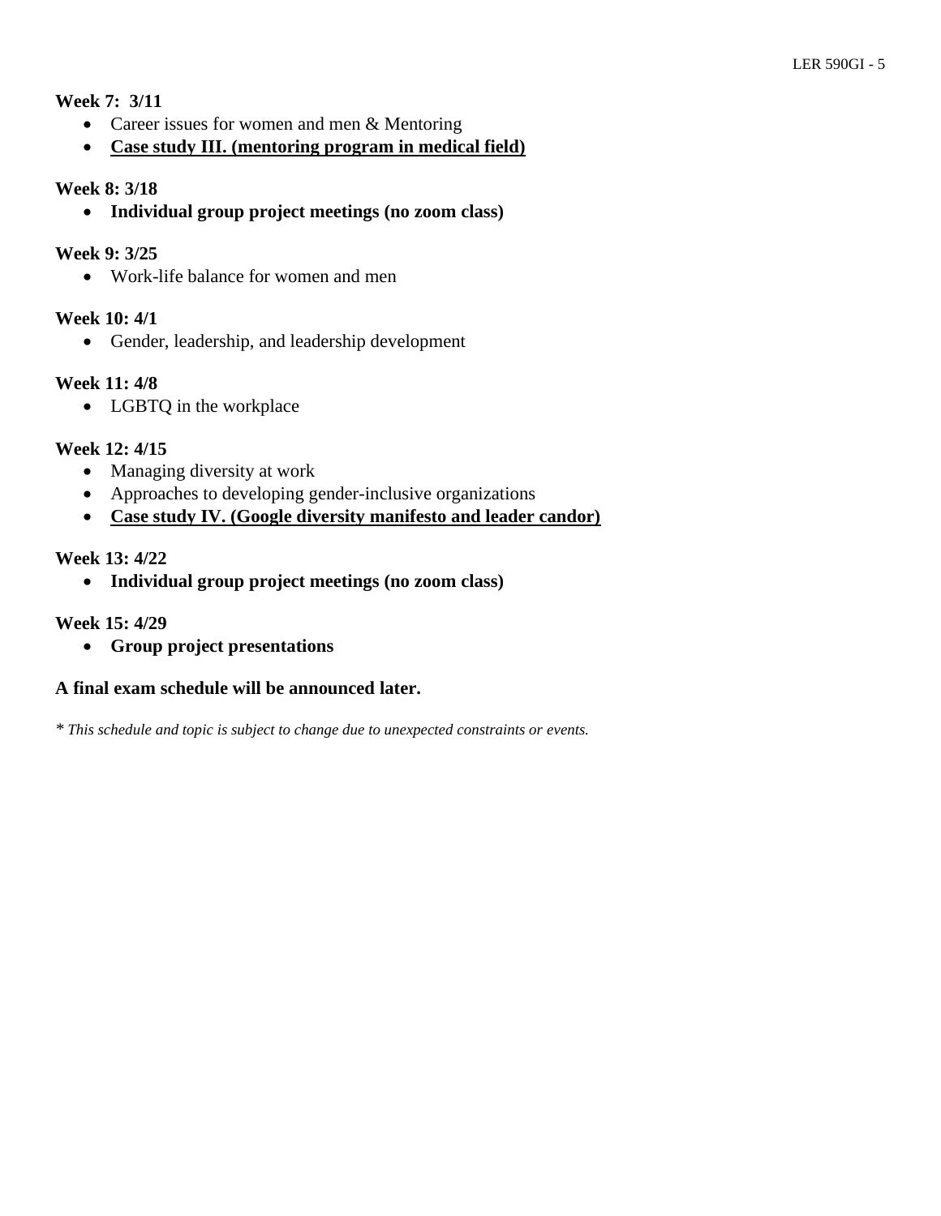**Week 7: 3/11**

- Career issues for women and men & Mentoring
- **Case study III. (mentoring program in medical field)**

**Week 8: 3/18**

- **Individual group project meetings (no zoom class)**

**Week 9: 3/25**

- Work-life balance for women and men

**Week 10: 4/1**

- Gender, leadership, and leadership development

**Week 11: 4/8**

- LGBTQ in the workplace

**Week 12: 4/15**

- Managing diversity at work
- Approaches to developing gender-inclusive organizations
- **Case study IV. (Google diversity manifesto and leader candor)**

**Week 13: 4/22**

- **Individual group project meetings (no zoom class)**

**Week 15: 4/29**

- **Group project presentations**

**A final exam schedule will be announced later.**

*\* This schedule and topic is subject to change due to unexpected constraints or events.*